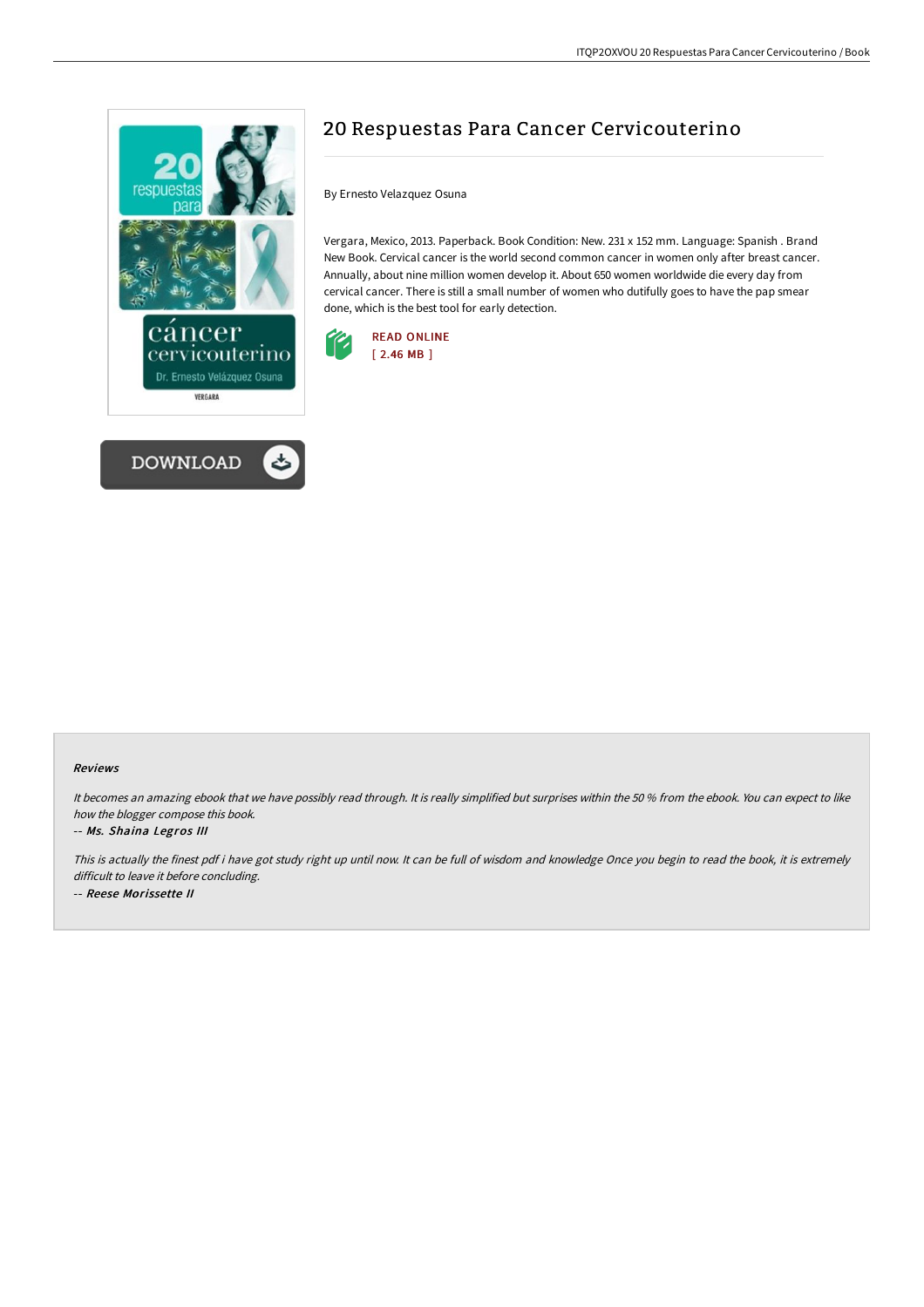# 20 Respuestas Para Cancer Cervicouterino

By Ernesto Velazquez Osuna

Vergara, Mexico, 2013. Paperback. Book Condition: New. 231 x 152 mm. Language: Spanish . Brand New Book. Cervical cancer is the world second common cancer in women only after breast cancer. Annually, about nine million women develop it. About 650 women worldwide die every day from cervical cancer. There is still a small number of women who dutifully goes to have the pap smear done, which is the best tool for early detection.

READ ONLINE
[ 2.46 MB ]

DOWNLOAD

### Reviews

*It becomes an amazing ebook that we have possibly read through. It is really simplified but surprises within the 50 % from the ebook. You can expect to like how the blogger compose this book.*

-- *Ms. Shaina Legros III*

*This is actually the finest pdf i have got study right up until now. It can be full of wisdom and knowledge Once you begin to read the book, it is extremely difficult to leave it before concluding.*

-- *Reese Morissette II*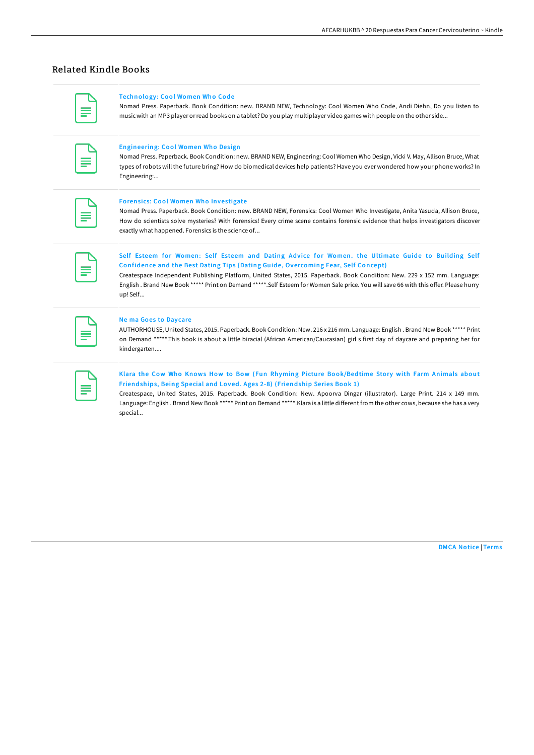## Related Kindle Books

### Technology: Cool Women Who Code

Nomad Press. Paperback. Book Condition: new. BRAND NEW, Technology: Cool Women Who Code, Andi Diehn, Do you listen to music with an MP3 player or read books on a tablet? Do you play multiplayer video games with people on the other side...

### Engineering: Cool Women Who Design

Nomad Press. Paperback. Book Condition: new. BRAND NEW, Engineering: Cool Women Who Design, Vicki V. May, Allison Bruce, What types of robots will the future bring? How do biomedical devices help patients? Have you ever wondered how your phone works? In Engineering:...

### Forensics: Cool Women Who Investigate

Nomad Press. Paperback. Book Condition: new. BRAND NEW, Forensics: Cool Women Who Investigate, Anita Yasuda, Allison Bruce, How do scientists solve mysteries? With forensics! Every crime scene contains forensic evidence that helps investigators discover exactly what happened. Forensics is the science of...

### Self Esteem for Women: Self Esteem and Dating Advice for Women. the Ultimate Guide to Building Self Confidence and the Best Dating Tips (Dating Guide, Overcoming Fear, Self Concept)

Createspace Independent Publishing Platform, United States, 2015. Paperback. Book Condition: New. 229 x 152 mm. Language: English . Brand New Book ***** Print on Demand *****.Self Esteem for Women Sale price. You will save 66 with this offer. Please hurry up! Self...

### Ne ma Goes to Daycare

AUTHORHOUSE, United States, 2015. Paperback. Book Condition: New. 216 x 216 mm. Language: English . Brand New Book ***** Print on Demand *****.This book is about a little biracial (African American/Caucasian) girl s first day of daycare and preparing her for kindergarten....

### Klara the Cow Who Knows How to Bow (Fun Rhyming Picture Book/Bedtime Story with Farm Animals about Friendships, Being Special and Loved. Ages 2-8) (Friendship Series Book 1)

Createspace, United States, 2015. Paperback. Book Condition: New. Apoorva Dingar (illustrator). Large Print. 214 x 149 mm. Language: English . Brand New Book ***** Print on Demand *****.Klara is a little different from the other cows, because she has a very special...

DMCA Notice | Terms